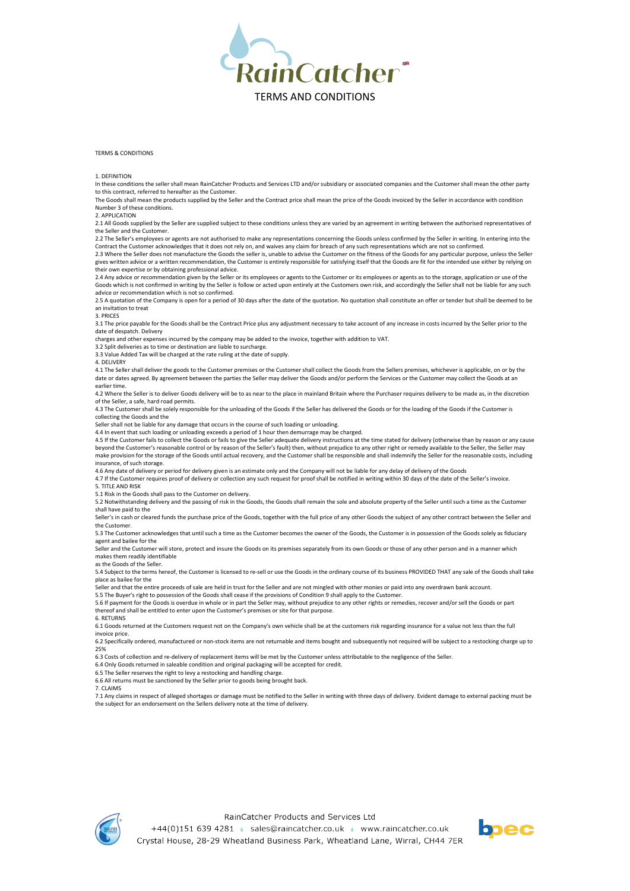# RainCatcher

# TERMS AND CONDITIONS

TERMS & CONDITIONS

## 1. DEFINITION

In these conditions the seller shall mean RainCatcher Products and Services LTD and/or subsidiary or associated companies and the Customer shall mean the other party to this contract, referred to hereafter as the Customer.

The Goods shall mean the products supplied by the Seller and the Contract price shall mean the price of the Goods invoiced by the Seller in accordance with condition Number 3 of these conditions.

## 2. APPLICATION

2.1 All Goods supplied by the Seller are supplied subject to these conditions unless they are varied by an agreement in writing between the authorised representatives of the Seller and the Customer.

2.2 The Seller's employees or agents are not authorised to make any representations concerning the Goods unless confirmed by the Seller in writing. In entering into the Contract the Customer acknowledges that it does not rely on, and waives any claim for breach of any such representations which are not so confirmed.

2.3 Where the Seller does not manufacture the Goods the seller is, unable to advise the Customer on the fitness of the Goods for any particular purpose, unless the Seller gives written advice or a written recommendation, the Customer is entirely responsible for satisfying itself that the Goods are fit for the intended use either by relying on their own expertise or by obtaining professional advice.

2.4 Any advice or recommendation given by the Seller or its employees or agents to the Customer or its employees or agents as to the storage, application or use of the Goods which is not confirmed in writing by the Seller is follow or acted upon entirely at the Customers own risk, and accordingly the Seller shall not be liable for any such advice or recommendation which is not so confirmed.

2.5 A quotation of the Company is open for a period of 30 days after the date of the quotation. No quotation shall constitute an offer or tender but shall be deemed to be an invitation to treat

## 3. PRICES

3.1 The price payable for the Goods shall be the Contract Price plus any adjustment necessary to take account of any increase in costs incurred by the Seller prior to the date of despatch. Delivery charges and other expenses incurred by the company may be added to the invoice, together with addition to VAT.

3.2 Split deliveries as to time or destination are liable to surcharge.

3.3 Value Added Tax will be charged at the rate ruling at the date of supply.

## 4. DELIVERY

4.1 The Seller shall deliver the goods to the Customer premises or the Customer shall collect the Goods from the Sellers premises, whichever is applicable, on or by the date or dates agreed. By agreement between the parties the Seller may deliver the Goods and/or perform the Services or the Customer may collect the Goods at an earlier time.

4.2 Where the Seller is to deliver Goods delivery will be to as near to the place in mainland Britain where the Purchaser requires delivery to be made as, in the discretion of the Seller, a safe, hard road permits.

4.3 The Customer shall be solely responsible for the unloading of the Goods if the Seller has delivered the Goods or for the loading of the Goods if the Customer is collecting the Goods and the Seller shall not be liable for any damage that occurs in the course of such loading or unloading.

4.4 In event that such loading or unloading exceeds a period of 1 hour then demurrage may be charged.

4.5 If the Customer fails to collect the Goods or fails to give the Seller adequate delivery instructions at the time stated for delivery (otherwise than by reason or any cause beyond the Customer's reasonable control or by reason of the Seller's fault) then, without prejudice to any other right or remedy available to the Seller, the Seller may make provision for the storage of the Goods until actual recovery, and the Customer shall be responsible and shall indemnify the Seller for the reasonable costs, including insurance, of such storage.

4.6 Any date of delivery or period for delivery given is an estimate only and the Company will not be liable for any delay of delivery of the Goods

4.7 If the Customer requires proof of delivery or collection any such request for proof shall be notified in writing within 30 days of the date of the Seller's invoice.

## 5. TITLE AND RISK

5.1 Risk in the Goods shall pass to the Customer on delivery.

5.2 Notwithstanding delivery and the passing of risk in the Goods, the Goods shall remain the sole and absolute property of the Seller until such a time as the Customer shall have paid to the Seller's in cash or cleared funds the purchase price of the Goods, together with the full price of any other Goods the subject of any other contract between the Seller and the Customer.

5.3 The Customer acknowledges that until such a time as the Customer becomes the owner of the Goods, the Customer is in possession of the Goods solely as fiduciary agent and bailee for the Seller and the Customer will store, protect and insure the Goods on its premises separately from its own Goods or those of any other person and in a manner which makes them readily identifiable as the Goods of the Seller.

5.4 Subject to the terms hereof, the Customer is licensed to re-sell or use the Goods in the ordinary course of its business PROVIDED THAT any sale of the Goods shall take place as bailee for the Seller and that the entire proceeds of sale are held in trust for the Seller and are not mingled with other monies or paid into any overdrawn bank account.

5.5 The Buyer's right to possession of the Goods shall cease if the provisions of Condition 9 shall apply to the Customer.

5.6 If payment for the Goods is overdue in whole or in part the Seller may, without prejudice to any other rights or remedies, recover and/or sell the Goods or part thereof and shall be entitled to enter upon the Customer's premises or site for that purpose.

## 6. RETURNS

6.1 Goods returned at the Customers request not on the Company's own vehicle shall be at the customers risk regarding insurance for a value not less than the full invoice price.

6.2 Specifically ordered, manufactured or non-stock items are not returnable and items bought and subsequently not required will be subject to a restocking charge up to 25%

6.3 Costs of collection and re-delivery of replacement items will be met by the Customer unless attributable to the negligence of the Seller.

6.4 Only Goods returned in saleable condition and original packaging will be accepted for credit.

6.5 The Seller reserves the right to levy a restocking and handling charge.

6.6 All returns must be sanctioned by the Seller prior to goods being brought back.

## 7. CLAIMS

7.1 Any claims in respect of alleged shortages or damage must be notified to the Seller in writing with three days of delivery. Evident damage to external packing must be the subject for an endorsement on the Sellers delivery note at the time of delivery.

RainCatcher Products and Services Ltd
+44(0)151 639 4281 • sales@raincatcher.co.uk • www.raincatcher.co.uk
Crystal House, 28-29 Wheatland Business Park, Wheatland Lane, Wirral, CH44 7ER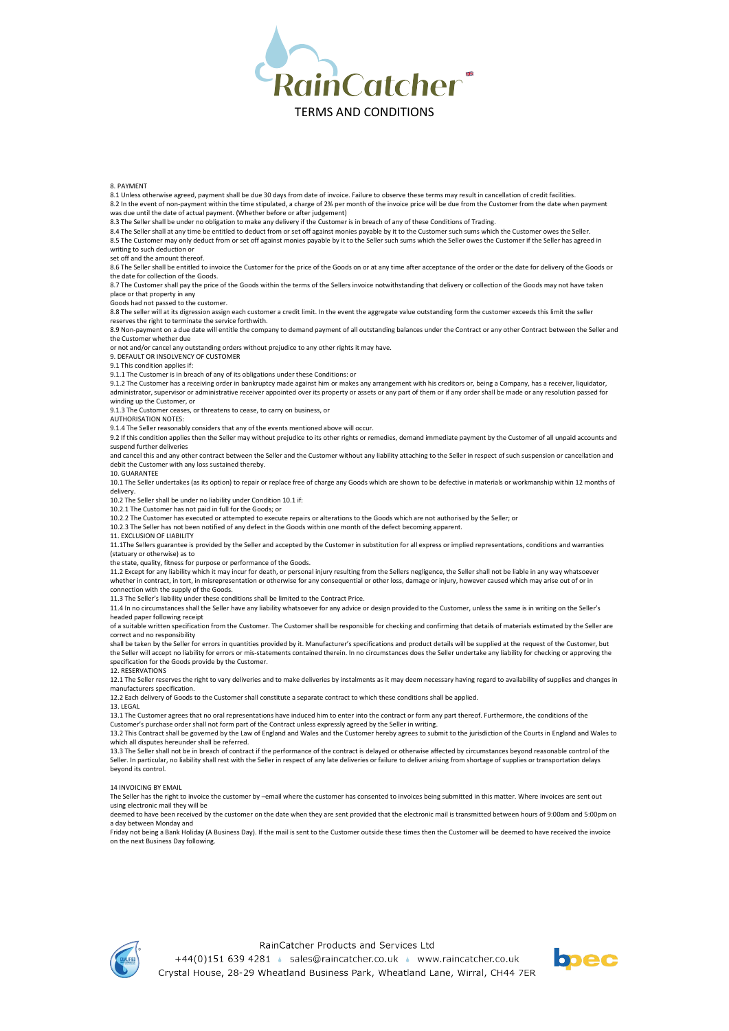# TERMS AND CONDITIONS

## 8. PAYMENT

8.1 Unless otherwise agreed, payment shall be due 30 days from date of invoice. Failure to observe these terms may result in cancellation of credit facilities.

8.2 In the event of non-payment within the time stipulated, a charge of 2% per month of the invoice price will be due from the Customer from the date when payment was due until the date of actual payment. (Whether before or after judgement)

8.3 The Seller shall be under no obligation to make any delivery if the Customer is in breach of any of these Conditions of Trading.

8.4 The Seller shall at any time be entitled to deduct from or set off against monies payable by it to the Customer such sums which the Customer owes the Seller.

8.5 The Customer may only deduct from or set off against monies payable by it to the Seller such sums which the Seller owes the Customer if the Seller has agreed in writing to such deduction or set off and the amount thereof.

8.6 The Seller shall be entitled to invoice the Customer for the price of the Goods on or at any time after acceptance of the order or the date for delivery of the Goods or the date for collection of the Goods.

8.7 The Customer shall pay the price of the Goods within the terms of the Sellers invoice notwithstanding that delivery or collection of the Goods may not have taken place or that property in any Goods had not passed to the customer.

8.8 The seller will at its digression assign each customer a credit limit. In the event the aggregate value outstanding form the customer exceeds this limit the seller reserves the right to terminate the service forthwith.

8.9 Non-payment on a due date will entitle the company to demand payment of all outstanding balances under the Contract or any other Contract between the Seller and the Customer whether due or not and/or cancel any outstanding orders without prejudice to any other rights it may have.

## 9. DEFAULT OR INSOLVENCY OF CUSTOMER

9.1 This condition applies if:

9.1.1 The Customer is in breach of any of its obligations under these Conditions: or

9.1.2 The Customer has a receiving order in bankruptcy made against him or makes any arrangement with his creditors or, being a Company, has a receiver, liquidator, administrator, supervisor or administrative receiver appointed over its property or assets or any part of them or if any order shall be made or any resolution passed for winding up the Customer, or

9.1.3 The Customer ceases, or threatens to cease, to carry on business, or

AUTHORISATION NOTES:

9.1.4 The Seller reasonably considers that any of the events mentioned above will occur.

9.2 If this condition applies then the Seller may without prejudice to its other rights or remedies, demand immediate payment by the Customer of all unpaid accounts and suspend further deliveries and cancel this and any other contract between the Seller and the Customer without any liability attaching to the Seller in respect of such suspension or cancellation and debit the Customer with any loss sustained thereby.

## 10. GUARANTEE

10.1 The Seller undertakes (as its option) to repair or replace free of charge any Goods which are shown to be defective in materials or workmanship within 12 months of delivery.

10.2 The Seller shall be under no liability under Condition 10.1 if:

10.2.1 The Customer has not paid in full for the Goods; or

10.2.2 The Customer has executed or attempted to execute repairs or alterations to the Goods which are not authorised by the Seller; or

10.2.3 The Seller has not been notified of any defect in the Goods within one month of the defect becoming apparent.

## 11. EXCLUSION OF LIABILITY

11.1The Sellers guarantee is provided by the Seller and accepted by the Customer in substitution for all express or implied representations, conditions and warranties (statuary or otherwise) as to the state, quality, fitness for purpose or performance of the Goods.

11.2 Except for any liability which it may incur for death, or personal injury resulting from the Sellers negligence, the Seller shall not be liable in any way whatsoever whether in contract, in tort, in misrepresentation or otherwise for any consequential or other loss, damage or injury, however caused which may arise out of or in connection with the supply of the Goods.

11.3 The Seller's liability under these conditions shall be limited to the Contract Price.

11.4 In no circumstances shall the Seller have any liability whatsoever for any advice or design provided to the Customer, unless the same is in writing on the Seller's headed paper following receipt of a suitable written specification from the Customer. The Customer shall be responsible for checking and confirming that details of materials estimated by the Seller are correct and no responsibility shall be taken by the Seller for errors in quantities provided by it. Manufacturer's specifications and product details will be supplied at the request of the Customer, but the Seller will accept no liability for errors or mis-statements contained therein. In no circumstances does the Seller undertake any liability for checking or approving the specification for the Goods provide by the Customer.

## 12. RESERVATIONS

12.1 The Seller reserves the right to vary deliveries and to make deliveries by instalments as it may deem necessary having regard to availability of supplies and changes in manufacturers specification.

12.2 Each delivery of Goods to the Customer shall constitute a separate contract to which these conditions shall be applied.

## 13. LEGAL

13.1 The Customer agrees that no oral representations have induced him to enter into the contract or form any part thereof. Furthermore, the conditions of the Customer's purchase order shall not form part of the Contract unless expressly agreed by the Seller in writing.

13.2 This Contract shall be governed by the Law of England and Wales and the Customer hereby agrees to submit to the jurisdiction of the Courts in England and Wales to which all disputes hereunder shall be referred.

13.3 The Seller shall not be in breach of contract if the performance of the contract is delayed or otherwise affected by circumstances beyond reasonable control of the Seller. In particular, no liability shall rest with the Seller in respect of any late deliveries or failure to deliver arising from shortage of supplies or transportation delays beyond its control.

## 14 INVOICING BY EMAIL

The Seller has the right to invoice the customer by –email where the customer has consented to invoices being submitted in this matter. Where invoices are sent out using electronic mail they will be deemed to have been received by the customer on the date when they are sent provided that the electronic mail is transmitted between hours of 9:00am and 5:00pm on a day between Monday and Friday not being a Bank Holiday (A Business Day). If the mail is sent to the Customer outside these times then the Customer will be deemed to have received the invoice on the next Business Day following.

RainCatcher Products and Services Ltd

+44(0)151 639 4281 ♦ sales@raincatcher.co.uk ♦ www.raincatcher.co.uk

Crystal House, 28-29 Wheatland Business Park, Wheatland Lane, Wirral, CH44 7ER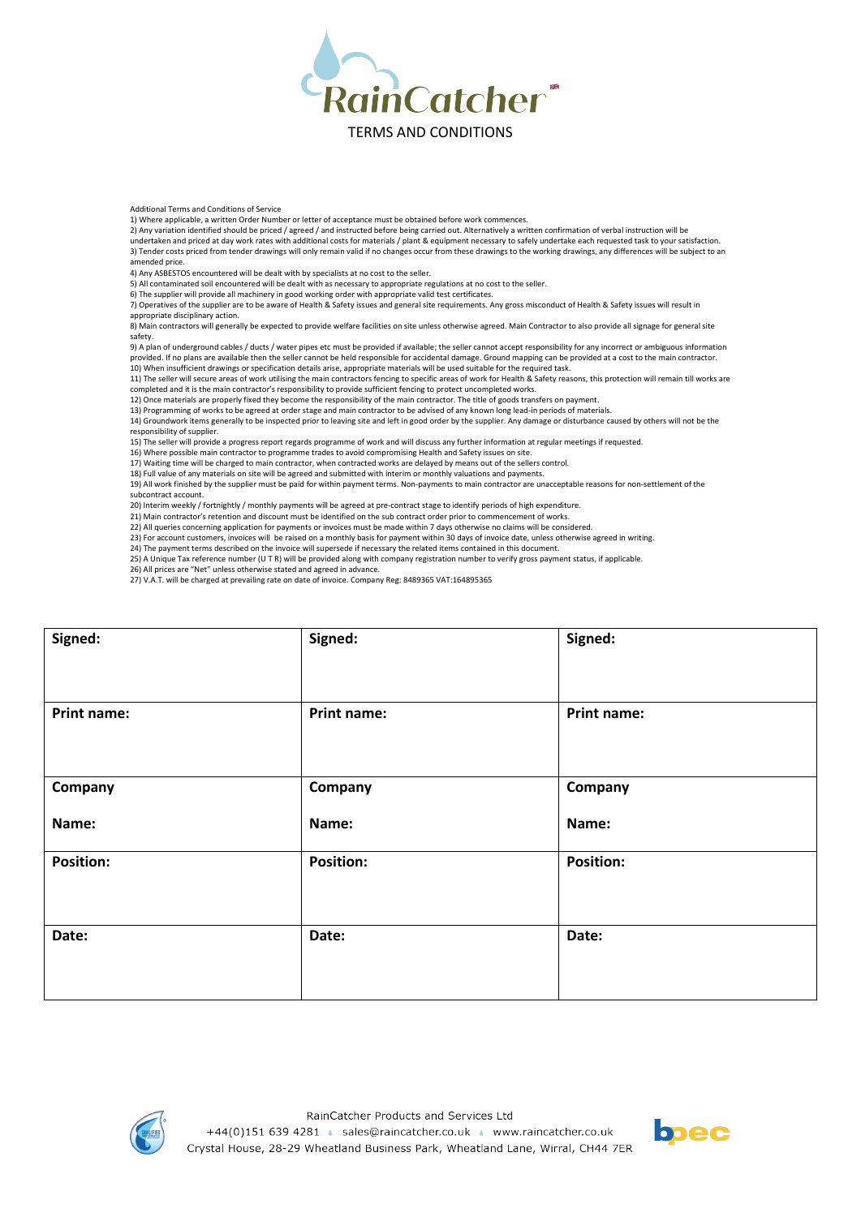# RainCatcher

## TERMS AND CONDITIONS

Additional Terms and Conditions of Service

1) Where applicable, a written Order Number or letter of acceptance must be obtained before work commences.
2) Any variation identified should be priced / agreed / and instructed before being carried out. Alternatively a written confirmation of verbal instruction will be undertaken and priced at day work rates with additional costs for materials / plant & equipment necessary to safely undertake each requested task to your satisfaction.
3) Tender costs priced from tender drawings will only remain valid if no changes occur from these drawings to the working drawings, any differences will be subject to an amended price.
4) Any ASBESTOS encountered will be dealt with by specialists at no cost to the seller.
5) All contaminated soil encountered will be dealt with as necessary to appropriate regulations at no cost to the seller.
6) The supplier will provide all machinery in good working order with appropriate valid test certificates.
7) Operatives of the supplier are to be aware of Health & Safety issues and general site requirements. Any gross misconduct of Health & Safety issues will result in appropriate disciplinary action.
8) Main contractors will generally be expected to provide welfare facilities on site unless otherwise agreed. Main Contractor to also provide all signage for general site safety.
9) A plan of underground cables / ducts / water pipes etc must be provided if available; the seller cannot accept responsibility for any incorrect or ambiguous information provided. If no plans are available then the seller cannot be held responsible for accidental damage. Ground mapping can be provided at a cost to the main contractor.
10) When insufficient drawings or specification details arise, appropriate materials will be used suitable for the required task.
11) The seller will secure areas of work utilising the main contractors fencing to specific areas of work for Health & Safety reasons, this protection will remain till works are completed and it is the main contractor's responsibility to provide sufficient fencing to protect uncompleted works.
12) Once materials are properly fixed they become the responsibility of the main contractor. The title of goods transfers on payment.
13) Programming of works to be agreed at order stage and main contractor to be advised of any known long lead-in periods of materials.
14) Groundwork items generally to be inspected prior to leaving site and left in good order by the supplier. Any damage or disturbance caused by others will not be the responsibility of supplier.
15) The seller will provide a progress report regards programme of work and will discuss any further information at regular meetings if requested.
16) Where possible main contractor to programme trades to avoid compromising Health and Safety issues on site.
17) Waiting time will be charged to main contractor, when contracted works are delayed by means out of the sellers control.
18) Full value of any materials on site will be agreed and submitted with interim or monthly valuations and payments.
19) All work finished by the supplier must be paid for within payment terms. Non-payments to main contractor are unacceptable reasons for non-settlement of the subcontract account.
20) Interim weekly / fortnightly / monthly payments will be agreed at pre-contract stage to identify periods of high expenditure.
21) Main contractor's retention and discount must be identified on the sub contract order prior to commencement of works.
22) All queries concerning application for payments or invoices must be made within 7 days otherwise no claims will be considered.
23) For account customers, invoices will be raised on a monthly basis for payment within 30 days of invoice date, unless otherwise agreed in writing.
24) The payment terms described on the invoice will supersede if necessary the related items contained in this document.
25) A Unique Tax reference number (U T R) will be provided along with company registration number to verify gross payment status, if applicable.
26) All prices are "Net" unless otherwise stated and agreed in advance.
27) V.A.T. will be charged at prevailing rate on date of invoice. Company Reg: 8489365 VAT:164895365

| | | |
|---|---|---|
| **Signed:** | **Signed:** | **Signed:** |
| **Print name:** | **Print name:** | **Print name:** |
| **Company Name:** | **Company Name:** | **Company Name:** |
| **Position:** | **Position:** | **Position:** |
| **Date:** | **Date:** | **Date:** |

RainCatcher Products and Services Ltd
+44(0)151 639 4281 · sales@raincatcher.co.uk · www.raincatcher.co.uk
Crystal House, 28-29 Wheatland Business Park, Wheatland Lane, Wirral, CH44 7ER